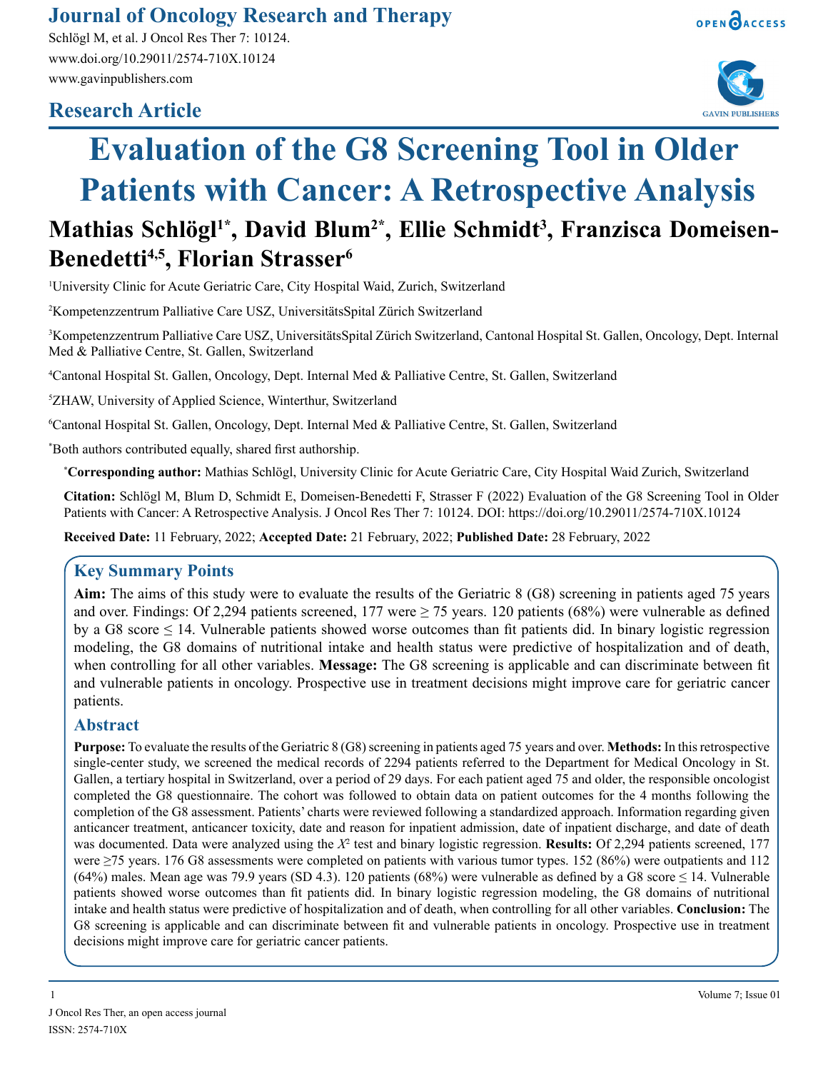## Research Article

# Evaluation of the G8 Screening Tool in Older Patients with Cancer: A Retrospective Analysis

**Mathias Schlögl[1*], David Blum[2*], Ellie Schmidt[3], Franzisca Domeisen-Benedetti[4,5], Florian Strasser[6]**

[1]University Clinic for Acute Geriatric Care, City Hospital Waid, Zurich, Switzerland

[2]Kompetenzzentrum Palliative Care USZ, UniversitätsSpital Zürich Switzerland

[3]Kompetenzzentrum Palliative Care USZ, UniversitätsSpital Zürich Switzerland, Cantonal Hospital St. Gallen, Oncology, Dept. Internal Med & Palliative Centre, St. Gallen, Switzerland

[4]Cantonal Hospital St. Gallen, Oncology, Dept. Internal Med & Palliative Centre, St. Gallen, Switzerland

[5]ZHAW, University of Applied Science, Winterthur, Switzerland

[6]Cantonal Hospital St. Gallen, Oncology, Dept. Internal Med & Palliative Centre, St. Gallen, Switzerland

*Both authors contributed equally, shared first authorship.

**\*Corresponding author:** Mathias Schlögl, University Clinic for Acute Geriatric Care, City Hospital Waid Zurich, Switzerland

**Citation:** Schlögl M, Blum D, Schmidt E, Domeisen-Benedetti F, Strasser F (2022) Evaluation of the G8 Screening Tool in Older Patients with Cancer: A Retrospective Analysis. J Oncol Res Ther 7: 10124. DOI: https://doi.org/10.29011/2574-710X.10124

**Received Date:** 11 February, 2022; **Accepted Date:** 21 February, 2022; **Published Date:** 28 February, 2022

## Key Summary Points

**Aim:** The aims of this study were to evaluate the results of the Geriatric 8 (G8) screening in patients aged 75 years and over. Findings: Of 2,294 patients screened, 177 were ≥ 75 years. 120 patients (68%) were vulnerable as defined by a G8 score ≤ 14. Vulnerable patients showed worse outcomes than fit patients did. In binary logistic regression modeling, the G8 domains of nutritional intake and health status were predictive of hospitalization and of death, when controlling for all other variables. **Message:** The G8 screening is applicable and can discriminate between fit and vulnerable patients in oncology. Prospective use in treatment decisions might improve care for geriatric cancer patients.

## Abstract

**Purpose:** To evaluate the results of the Geriatric 8 (G8) screening in patients aged 75 years and over. **Methods:** In this retrospective single-center study, we screened the medical records of 2294 patients referred to the Department for Medical Oncology in St. Gallen, a tertiary hospital in Switzerland, over a period of 29 days. For each patient aged 75 and older, the responsible oncologist completed the G8 questionnaire. The cohort was followed to obtain data on patient outcomes for the 4 months following the completion of the G8 assessment. Patients' charts were reviewed following a standardized approach. Information regarding given anticancer treatment, anticancer toxicity, date and reason for inpatient admission, date of inpatient discharge, and date of death was documented. Data were analyzed using the $X^2$ test and binary logistic regression. **Results:** Of 2,294 patients screened, 177 were ≥75 years. 176 G8 assessments were completed on patients with various tumor types. 152 (86%) were outpatients and 112 (64%) males. Mean age was 79.9 years (SD 4.3). 120 patients (68%) were vulnerable as defined by a G8 score ≤ 14. Vulnerable patients showed worse outcomes than fit patients did. In binary logistic regression modeling, the G8 domains of nutritional intake and health status were predictive of hospitalization and of death, when controlling for all other variables. **Conclusion:** The G8 screening is applicable and can discriminate between fit and vulnerable patients in oncology. Prospective use in treatment decisions might improve care for geriatric cancer patients.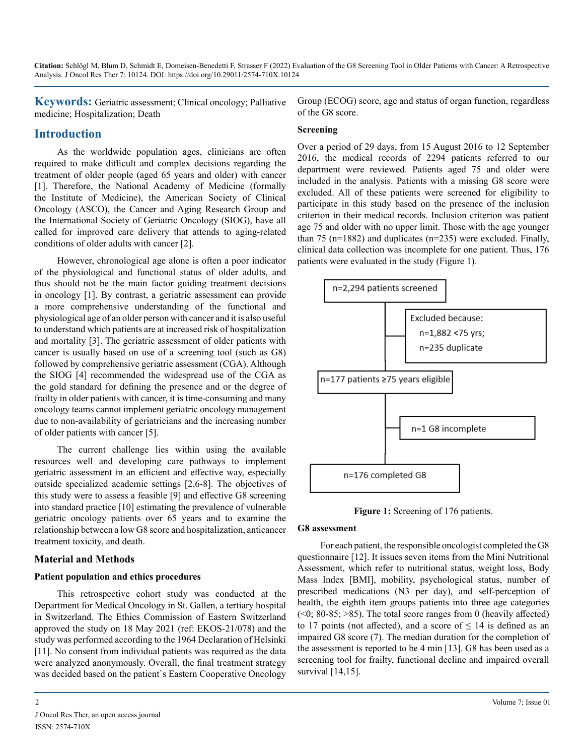**Keywords:** Geriatric assessment; Clinical oncology; Palliative medicine; Hospitalization; Death

## Introduction

As the worldwide population ages, clinicians are often required to make difficult and complex decisions regarding the treatment of older people (aged 65 years and older) with cancer [1]. Therefore, the National Academy of Medicine (formally the Institute of Medicine), the American Society of Clinical Oncology (ASCO), the Cancer and Aging Research Group and the International Society of Geriatric Oncology (SIOG), have all called for improved care delivery that attends to aging-related conditions of older adults with cancer [2].

However, chronological age alone is often a poor indicator of the physiological and functional status of older adults, and thus should not be the main factor guiding treatment decisions in oncology [1]. By contrast, a geriatric assessment can provide a more comprehensive understanding of the functional and physiological age of an older person with cancer and it is also useful to understand which patients are at increased risk of hospitalization and mortality [3]. The geriatric assessment of older patients with cancer is usually based on use of a screening tool (such as G8) followed by comprehensive geriatric assessment (CGA). Although the SIOG [4] recommended the widespread use of the CGA as the gold standard for defining the presence and or the degree of frailty in older patients with cancer, it is time-consuming and many oncology teams cannot implement geriatric oncology management due to non-availability of geriatricians and the increasing number of older patients with cancer [5].

The current challenge lies within using the available resources well and developing care pathways to implement geriatric assessment in an efficient and effective way, especially outside specialized academic settings [2,6-8]. The objectives of this study were to assess a feasible [9] and effective G8 screening into standard practice [10] estimating the prevalence of vulnerable geriatric oncology patients over 65 years and to examine the relationship between a low G8 score and hospitalization, anticancer treatment toxicity, and death.

## Material and Methods

### Patient population and ethics procedures

This retrospective cohort study was conducted at the Department for Medical Oncology in St. Gallen, a tertiary hospital in Switzerland. The Ethics Commission of Eastern Switzerland approved the study on 18 May 2021 (ref: EKOS-21/078) and the study was performed according to the 1964 Declaration of Helsinki [11]. No consent from individual patients was required as the data were analyzed anonymously. Overall, the final treatment strategy was decided based on the patient`s Eastern Cooperative Oncology Group (ECOG) score, age and status of organ function, regardless of the G8 score.

### Screening

Over a period of 29 days, from 15 August 2016 to 12 September 2016, the medical records of 2294 patients referred to our department were reviewed. Patients aged 75 and older were included in the analysis. Patients with a missing G8 score were excluded. All of these patients were screened for eligibility to participate in this study based on the presence of the inclusion criterion in their medical records. Inclusion criterion was patient age 75 and older with no upper limit. Those with the age younger than 75 (n=1882) and duplicates (n=235) were excluded. Finally, clinical data collection was incomplete for one patient. Thus, 176 patients were evaluated in the study (Figure 1).

n=2,294 patients screened

Excluded because:
n=1,882 <75 yrs;
n=235 duplicate

n=177 patients ≥75 years eligible

n=1 G8 incomplete

n=176 completed G8

**Figure 1:** Screening of 176 patients.

### G8 assessment

For each patient, the responsible oncologist completed the G8 questionnaire [12]. It issues seven items from the Mini Nutritional Assessment, which refer to nutritional status, weight loss, Body Mass Index [BMI], mobility, psychological status, number of prescribed medications (N3 per day), and self-perception of health, the eighth item groups patients into three age categories (<0; 80-85; >85). The total score ranges from 0 (heavily affected) to 17 points (not affected), and a score of ≤ 14 is defined as an impaired G8 score (7). The median duration for the completion of the assessment is reported to be 4 min [13]. G8 has been used as a screening tool for frailty, functional decline and impaired overall survival [14,15].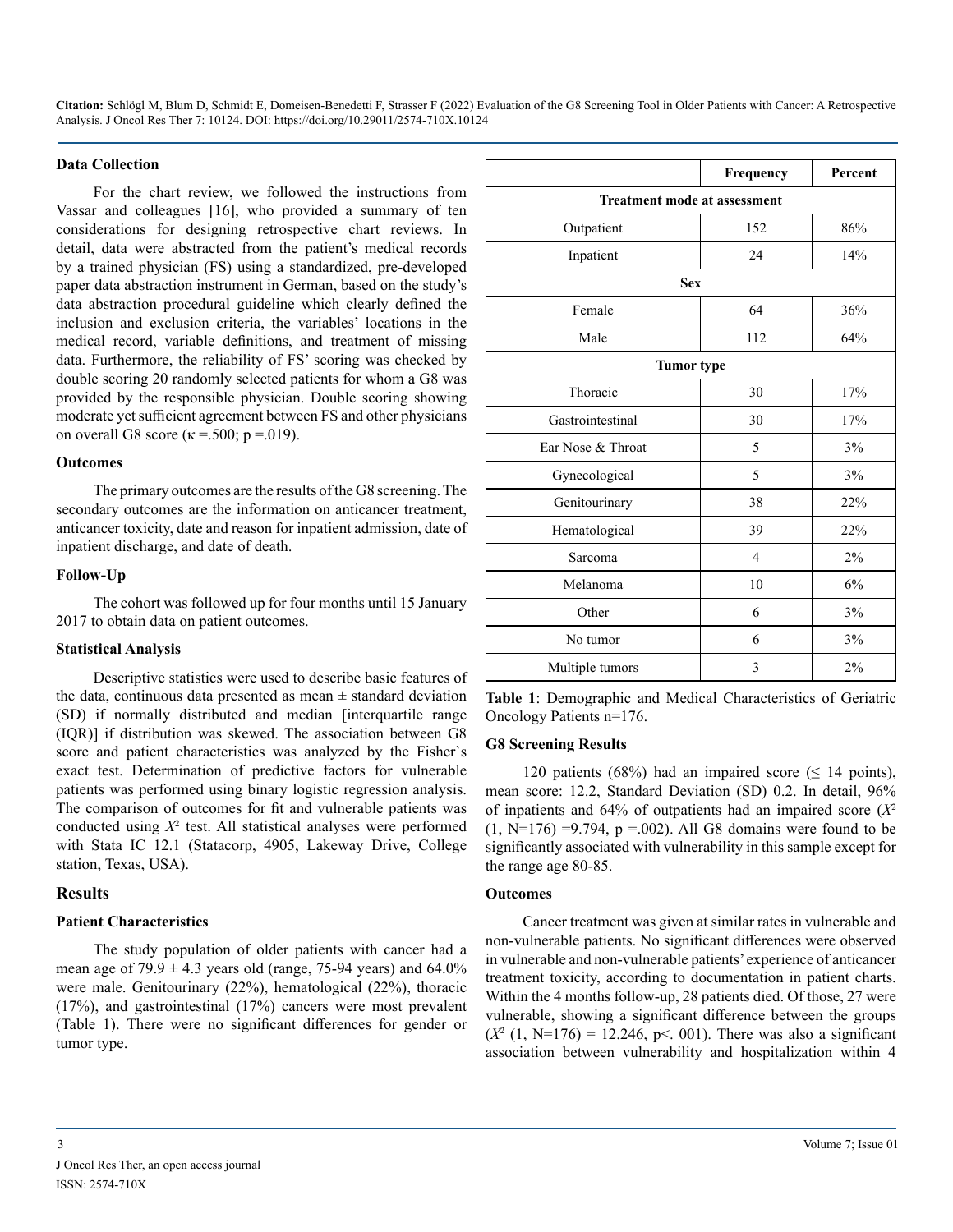### Data Collection

For the chart review, we followed the instructions from Vassar and colleagues [16], who provided a summary of ten considerations for designing retrospective chart reviews. In detail, data were abstracted from the patient's medical records by a trained physician (FS) using a standardized, pre-developed paper data abstraction instrument in German, based on the study's data abstraction procedural guideline which clearly defined the inclusion and exclusion criteria, the variables' locations in the medical record, variable definitions, and treatment of missing data. Furthermore, the reliability of FS' scoring was checked by double scoring 20 randomly selected patients for whom a G8 was provided by the responsible physician. Double scoring showing moderate yet sufficient agreement between FS and other physicians on overall G8 score (κ =.500; p =.019).

### Outcomes

The primary outcomes are the results of the G8 screening. The secondary outcomes are the information on anticancer treatment, anticancer toxicity, date and reason for inpatient admission, date of inpatient discharge, and date of death.

### Follow-Up

The cohort was followed up for four months until 15 January 2017 to obtain data on patient outcomes.

### Statistical Analysis

Descriptive statistics were used to describe basic features of the data, continuous data presented as mean ± standard deviation (SD) if normally distributed and median [interquartile range (IQR)] if distribution was skewed. The association between G8 score and patient characteristics was analyzed by the Fisher`s exact test. Determination of predictive factors for vulnerable patients was performed using binary logistic regression analysis. The comparison of outcomes for fit and vulnerable patients was conducted using $X^2$ test. All statistical analyses were performed with Stata IC 12.1 (Statacorp, 4905, Lakeway Drive, College station, Texas, USA).

## Results

### Patient Characteristics

The study population of older patients with cancer had a mean age of 79.9 ± 4.3 years old (range, 75-94 years) and 64.0% were male. Genitourinary (22%), hematological (22%), thoracic (17%), and gastrointestinal (17%) cancers were most prevalent (Table 1). There were no significant differences for gender or tumor type.

| | Frequency | Percent |
|---|---|---|
| **Treatment mode at assessment** | | |
| Outpatient | 152 | 86% |
| Inpatient | 24 | 14% |
| **Sex** | | |
| Female | 64 | 36% |
| Male | 112 | 64% |
| **Tumor type** | | |
| Thoracic | 30 | 17% |
| Gastrointestinal | 30 | 17% |
| Ear Nose & Throat | 5 | 3% |
| Gynecological | 5 | 3% |
| Genitourinary | 38 | 22% |
| Hematological | 39 | 22% |
| Sarcoma | 4 | 2% |
| Melanoma | 10 | 6% |
| Other | 6 | 3% |
| No tumor | 6 | 3% |
| Multiple tumors | 3 | 2% |

**Table 1**: Demographic and Medical Characteristics of Geriatric Oncology Patients n=176.

### G8 Screening Results

120 patients (68%) had an impaired score (≤ 14 points), mean score: 12.2, Standard Deviation (SD) 0.2. In detail, 96% of inpatients and 64% of outpatients had an impaired score ($X^2$ (1, N=176) =9.794, p =.002). All G8 domains were found to be significantly associated with vulnerability in this sample except for the range age 80-85.

### Outcomes

Cancer treatment was given at similar rates in vulnerable and non-vulnerable patients. No significant differences were observed in vulnerable and non-vulnerable patients' experience of anticancer treatment toxicity, according to documentation in patient charts. Within the 4 months follow-up, 28 patients died. Of those, 27 were vulnerable, showing a significant difference between the groups ($X^2$ (1, N=176) = 12.246, p<. 001). There was also a significant association between vulnerability and hospitalization within 4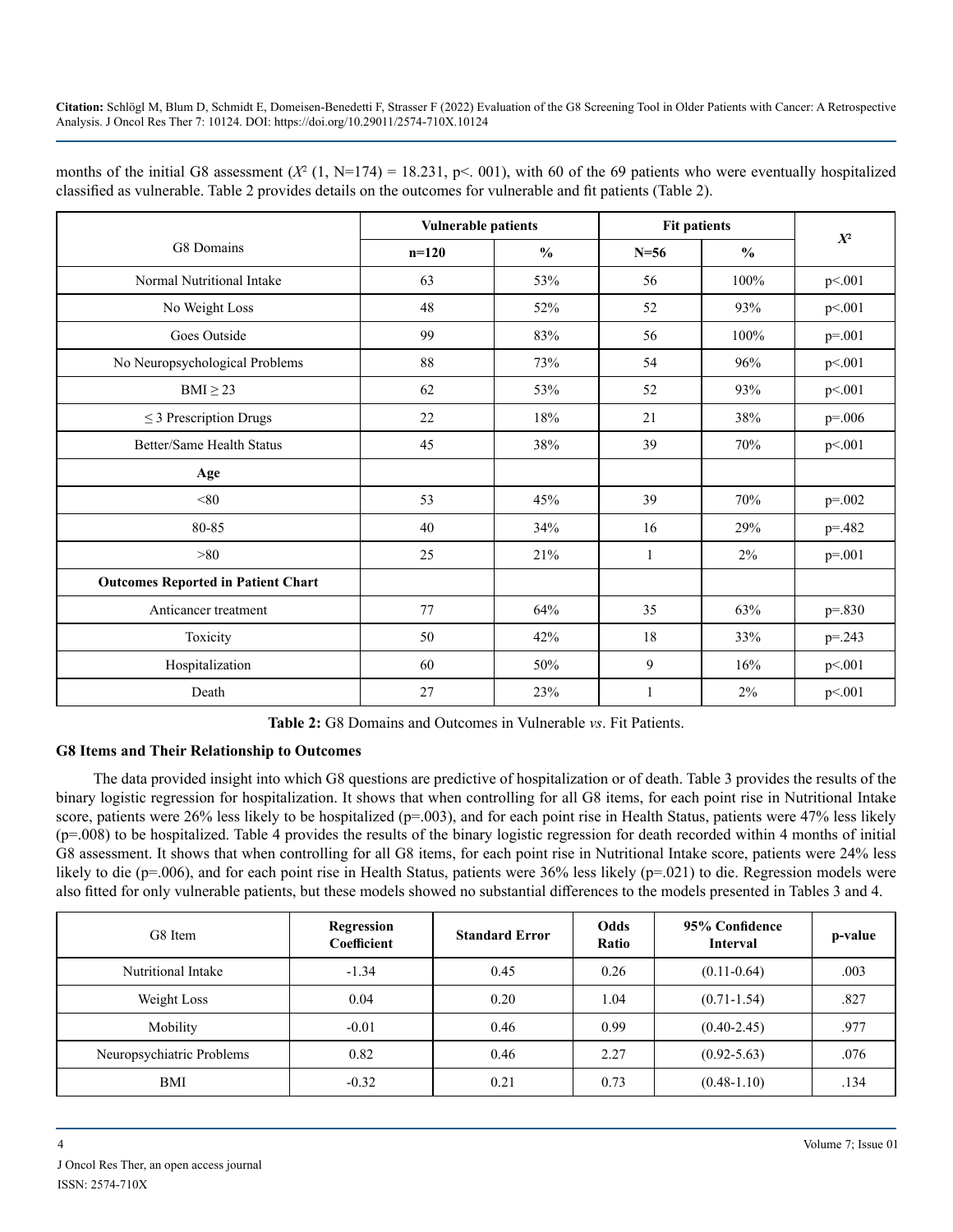months of the initial G8 assessment ($X^2$ (1, N=174) = 18.231, p<. 001), with 60 of the 69 patients who were eventually hospitalized classified as vulnerable. Table 2 provides details on the outcomes for vulnerable and fit patients (Table 2).

| G8 Domains | Vulnerable patients | | Fit patients | | $X^2$ |
|---|---|---|---|---|---|
| | n=120 | % | N=56 | % | |
| Normal Nutritional Intake | 63 | 53% | 56 | 100% | p<.001 |
| No Weight Loss | 48 | 52% | 52 | 93% | p<.001 |
| Goes Outside | 99 | 83% | 56 | 100% | p=.001 |
| No Neuropsychological Problems | 88 | 73% | 54 | 96% | p<.001 |
| BMI ≥ 23 | 62 | 53% | 52 | 93% | p<.001 |
| ≤ 3 Prescription Drugs | 22 | 18% | 21 | 38% | p=.006 |
| Better/Same Health Status | 45 | 38% | 39 | 70% | p<.001 |
| **Age** | | | | | |
| <80 | 53 | 45% | 39 | 70% | p=.002 |
| 80-85 | 40 | 34% | 16 | 29% | p=.482 |
| >80 | 25 | 21% | 1 | 2% | p=.001 |
| **Outcomes Reported in Patient Chart** | | | | | |
| Anticancer treatment | 77 | 64% | 35 | 63% | p=.830 |
| Toxicity | 50 | 42% | 18 | 33% | p=.243 |
| Hospitalization | 60 | 50% | 9 | 16% | p<.001 |
| Death | 27 | 23% | 1 | 2% | p<.001 |

**Table 2:** G8 Domains and Outcomes in Vulnerable *vs*. Fit Patients.

### G8 Items and Their Relationship to Outcomes

The data provided insight into which G8 questions are predictive of hospitalization or of death. Table 3 provides the results of the binary logistic regression for hospitalization. It shows that when controlling for all G8 items, for each point rise in Nutritional Intake score, patients were 26% less likely to be hospitalized (p=.003), and for each point rise in Health Status, patients were 47% less likely (p=.008) to be hospitalized. Table 4 provides the results of the binary logistic regression for death recorded within 4 months of initial G8 assessment. It shows that when controlling for all G8 items, for each point rise in Nutritional Intake score, patients were 24% less likely to die (p=.006), and for each point rise in Health Status, patients were 36% less likely (p=.021) to die. Regression models were also fitted for only vulnerable patients, but these models showed no substantial differences to the models presented in Tables 3 and 4.

| G8 Item | Regression Coefficient | Standard Error | Odds Ratio | 95% Confidence Interval | p-value |
|---|---|---|---|---|---|
| Nutritional Intake | -1.34 | 0.45 | 0.26 | (0.11-0.64) | .003 |
| Weight Loss | 0.04 | 0.20 | 1.04 | (0.71-1.54) | .827 |
| Mobility | -0.01 | 0.46 | 0.99 | (0.40-2.45) | .977 |
| Neuropsychiatric Problems | 0.82 | 0.46 | 2.27 | (0.92-5.63) | .076 |
| BMI | -0.32 | 0.21 | 0.73 | (0.48-1.10) | .134 |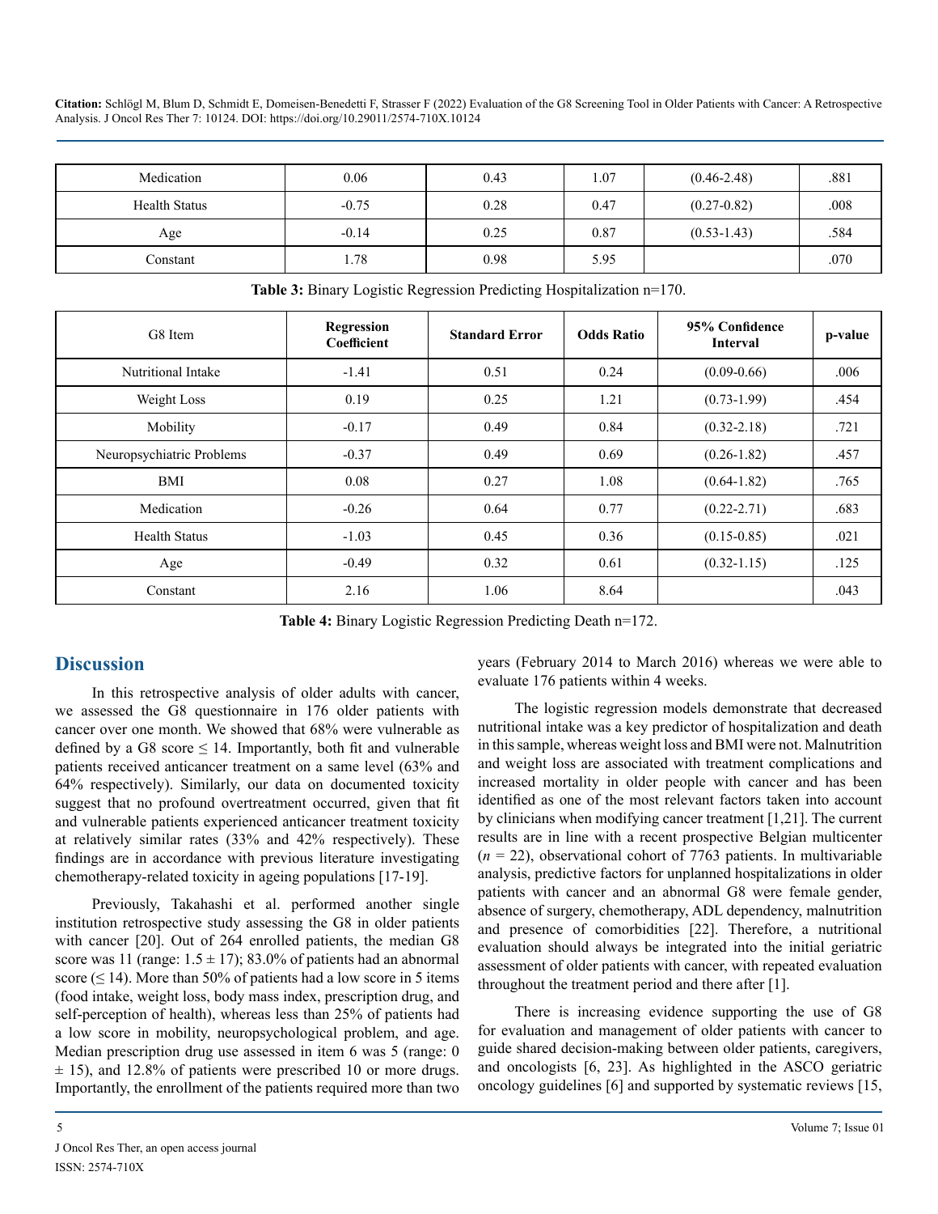| Medication | 0.06 | 0.43 | 1.07 | (0.46-2.48) | .881 |
|---|---|---|---|---|---|
| Health Status | -0.75 | 0.28 | 0.47 | (0.27-0.82) | .008 |
| Age | -0.14 | 0.25 | 0.87 | (0.53-1.43) | .584 |
| Constant | 1.78 | 0.98 | 5.95 | | .070 |

**Table 3:** Binary Logistic Regression Predicting Hospitalization n=170.

| G8 Item | Regression Coefficient | Standard Error | Odds Ratio | 95% Confidence Interval | p-value |
|---|---|---|---|---|---|
| Nutritional Intake | -1.41 | 0.51 | 0.24 | (0.09-0.66) | .006 |
| Weight Loss | 0.19 | 0.25 | 1.21 | (0.73-1.99) | .454 |
| Mobility | -0.17 | 0.49 | 0.84 | (0.32-2.18) | .721 |
| Neuropsychiatric Problems | -0.37 | 0.49 | 0.69 | (0.26-1.82) | .457 |
| BMI | 0.08 | 0.27 | 1.08 | (0.64-1.82) | .765 |
| Medication | -0.26 | 0.64 | 0.77 | (0.22-2.71) | .683 |
| Health Status | -1.03 | 0.45 | 0.36 | (0.15-0.85) | .021 |
| Age | -0.49 | 0.32 | 0.61 | (0.32-1.15) | .125 |
| Constant | 2.16 | 1.06 | 8.64 | | .043 |

**Table 4:** Binary Logistic Regression Predicting Death n=172.

## Discussion

In this retrospective analysis of older adults with cancer, we assessed the G8 questionnaire in 176 older patients with cancer over one month. We showed that 68% were vulnerable as defined by a G8 score ≤ 14. Importantly, both fit and vulnerable patients received anticancer treatment on a same level (63% and 64% respectively). Similarly, our data on documented toxicity suggest that no profound overtreatment occurred, given that fit and vulnerable patients experienced anticancer treatment toxicity at relatively similar rates (33% and 42% respectively). These findings are in accordance with previous literature investigating chemotherapy-related toxicity in ageing populations [17-19].

Previously, Takahashi et al. performed another single institution retrospective study assessing the G8 in older patients with cancer [20]. Out of 264 enrolled patients, the median G8 score was 11 (range: 1.5 ± 17); 83.0% of patients had an abnormal score (≤ 14). More than 50% of patients had a low score in 5 items (food intake, weight loss, body mass index, prescription drug, and self-perception of health), whereas less than 25% of patients had a low score in mobility, neuropsychological problem, and age. Median prescription drug use assessed in item 6 was 5 (range: 0 ± 15), and 12.8% of patients were prescribed 10 or more drugs. Importantly, the enrollment of the patients required more than two years (February 2014 to March 2016) whereas we were able to evaluate 176 patients within 4 weeks.

The logistic regression models demonstrate that decreased nutritional intake was a key predictor of hospitalization and death in this sample, whereas weight loss and BMI were not. Malnutrition and weight loss are associated with treatment complications and increased mortality in older people with cancer and has been identified as one of the most relevant factors taken into account by clinicians when modifying cancer treatment [1,21]. The current results are in line with a recent prospective Belgian multicenter (*n* = 22), observational cohort of 7763 patients. In multivariable analysis, predictive factors for unplanned hospitalizations in older patients with cancer and an abnormal G8 were female gender, absence of surgery, chemotherapy, ADL dependency, malnutrition and presence of comorbidities [22]. Therefore, a nutritional evaluation should always be integrated into the initial geriatric assessment of older patients with cancer, with repeated evaluation throughout the treatment period and there after [1].

There is increasing evidence supporting the use of G8 for evaluation and management of older patients with cancer to guide shared decision-making between older patients, caregivers, and oncologists [6, 23]. As highlighted in the ASCO geriatric oncology guidelines [6] and supported by systematic reviews [15,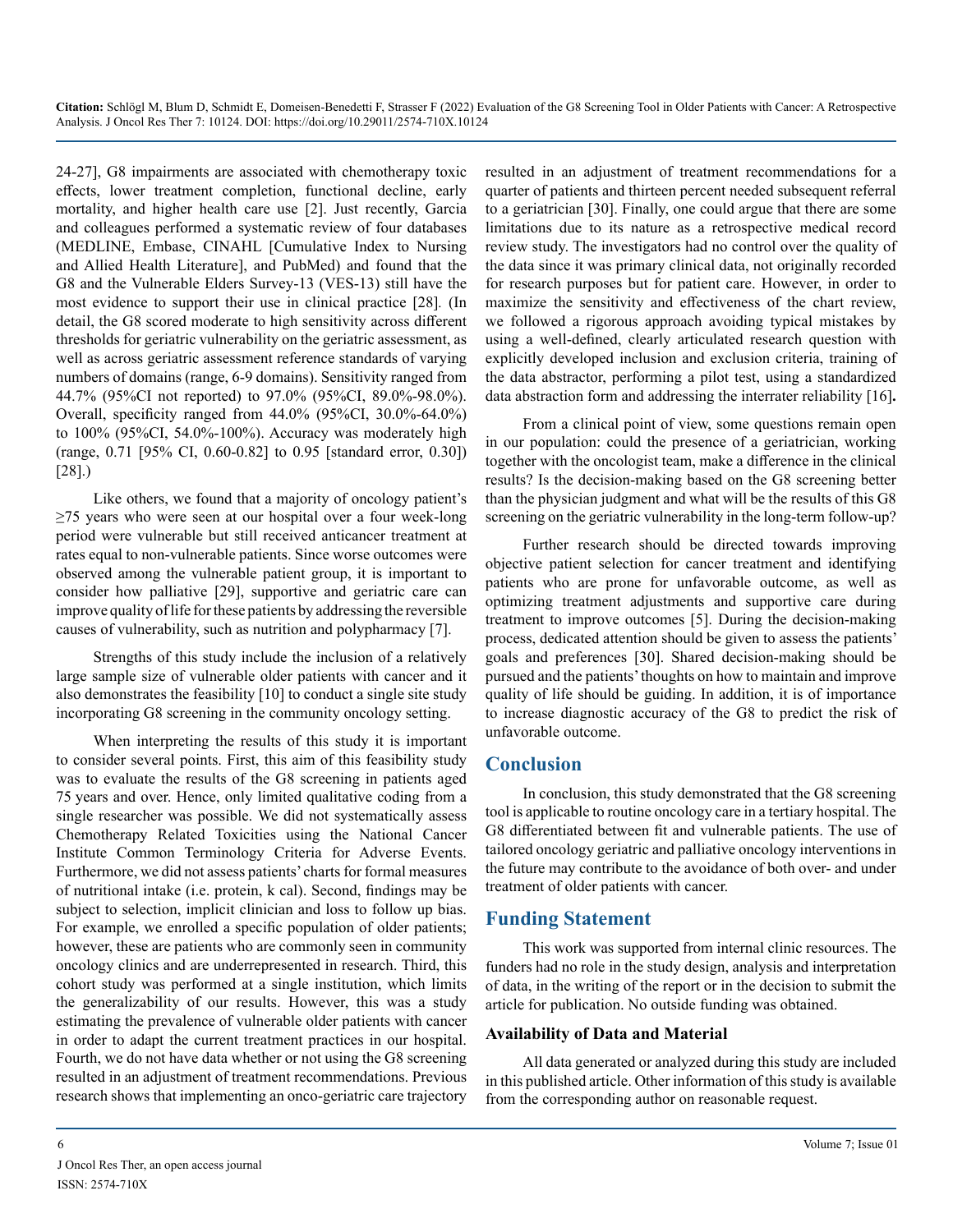24-27], G8 impairments are associated with chemotherapy toxic effects, lower treatment completion, functional decline, early mortality, and higher health care use [2]. Just recently, Garcia and colleagues performed a systematic review of four databases (MEDLINE, Embase, CINAHL [Cumulative Index to Nursing and Allied Health Literature], and PubMed) and found that the G8 and the Vulnerable Elders Survey-13 (VES-13) still have the most evidence to support their use in clinical practice [28]. (In detail, the G8 scored moderate to high sensitivity across different thresholds for geriatric vulnerability on the geriatric assessment, as well as across geriatric assessment reference standards of varying numbers of domains (range, 6-9 domains). Sensitivity ranged from 44.7% (95%CI not reported) to 97.0% (95%CI, 89.0%-98.0%). Overall, specificity ranged from 44.0% (95%CI, 30.0%-64.0%) to 100% (95%CI, 54.0%-100%). Accuracy was moderately high (range, 0.71 [95% CI, 0.60-0.82] to 0.95 [standard error, 0.30]) [28].)

Like others, we found that a majority of oncology patient's ≥75 years who were seen at our hospital over a four week-long period were vulnerable but still received anticancer treatment at rates equal to non-vulnerable patients. Since worse outcomes were observed among the vulnerable patient group, it is important to consider how palliative [29], supportive and geriatric care can improve quality of life for these patients by addressing the reversible causes of vulnerability, such as nutrition and polypharmacy [7].

Strengths of this study include the inclusion of a relatively large sample size of vulnerable older patients with cancer and it also demonstrates the feasibility [10] to conduct a single site study incorporating G8 screening in the community oncology setting.

When interpreting the results of this study it is important to consider several points. First, this aim of this feasibility study was to evaluate the results of the G8 screening in patients aged 75 years and over. Hence, only limited qualitative coding from a single researcher was possible. We did not systematically assess Chemotherapy Related Toxicities using the National Cancer Institute Common Terminology Criteria for Adverse Events. Furthermore, we did not assess patients' charts for formal measures of nutritional intake (i.e. protein, k cal). Second, findings may be subject to selection, implicit clinician and loss to follow up bias. For example, we enrolled a specific population of older patients; however, these are patients who are commonly seen in community oncology clinics and are underrepresented in research. Third, this cohort study was performed at a single institution, which limits the generalizability of our results. However, this was a study estimating the prevalence of vulnerable older patients with cancer in order to adapt the current treatment practices in our hospital. Fourth, we do not have data whether or not using the G8 screening resulted in an adjustment of treatment recommendations. Previous research shows that implementing an onco-geriatric care trajectory resulted in an adjustment of treatment recommendations for a quarter of patients and thirteen percent needed subsequent referral to a geriatrician [30]. Finally, one could argue that there are some limitations due to its nature as a retrospective medical record review study. The investigators had no control over the quality of the data since it was primary clinical data, not originally recorded for research purposes but for patient care. However, in order to maximize the sensitivity and effectiveness of the chart review, we followed a rigorous approach avoiding typical mistakes by using a well-defined, clearly articulated research question with explicitly developed inclusion and exclusion criteria, training of the data abstractor, performing a pilot test, using a standardized data abstraction form and addressing the interrater reliability [16].

From a clinical point of view, some questions remain open in our population: could the presence of a geriatrician, working together with the oncologist team, make a difference in the clinical results? Is the decision-making based on the G8 screening better than the physician judgment and what will be the results of this G8 screening on the geriatric vulnerability in the long-term follow-up?

Further research should be directed towards improving objective patient selection for cancer treatment and identifying patients who are prone for unfavorable outcome, as well as optimizing treatment adjustments and supportive care during treatment to improve outcomes [5]. During the decision-making process, dedicated attention should be given to assess the patients' goals and preferences [30]. Shared decision-making should be pursued and the patients' thoughts on how to maintain and improve quality of life should be guiding. In addition, it is of importance to increase diagnostic accuracy of the G8 to predict the risk of unfavorable outcome.

## Conclusion

In conclusion, this study demonstrated that the G8 screening tool is applicable to routine oncology care in a tertiary hospital. The G8 differentiated between fit and vulnerable patients. The use of tailored oncology geriatric and palliative oncology interventions in the future may contribute to the avoidance of both over- and under treatment of older patients with cancer.

## Funding Statement

This work was supported from internal clinic resources. The funders had no role in the study design, analysis and interpretation of data, in the writing of the report or in the decision to submit the article for publication. No outside funding was obtained.

### Availability of Data and Material

All data generated or analyzed during this study are included in this published article. Other information of this study is available from the corresponding author on reasonable request.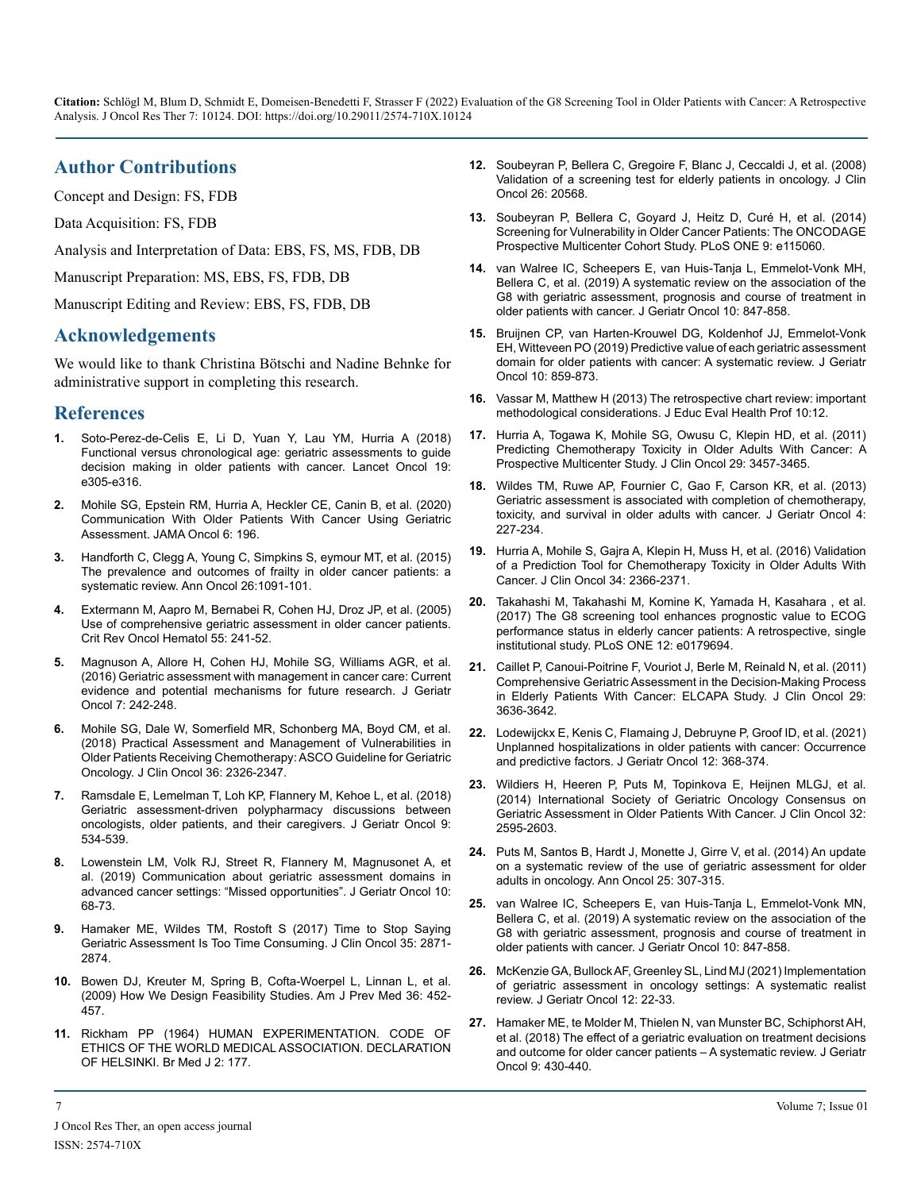## Author Contributions

Concept and Design: FS, FDB

Data Acquisition: FS, FDB

Analysis and Interpretation of Data: EBS, FS, MS, FDB, DB

Manuscript Preparation: MS, EBS, FS, FDB, DB

Manuscript Editing and Review: EBS, FS, FDB, DB

## Acknowledgements

We would like to thank Christina Bötschi and Nadine Behnke for administrative support in completing this research.

## References

1. Soto-Perez-de-Celis E, Li D, Yuan Y, Lau YM, Hurria A (2018) Functional versus chronological age: geriatric assessments to guide decision making in older patients with cancer. Lancet Oncol 19: e305-e316.
2. Mohile SG, Epstein RM, Hurria A, Heckler CE, Canin B, et al. (2020) Communication With Older Patients With Cancer Using Geriatric Assessment. JAMA Oncol 6: 196.
3. Handforth C, Clegg A, Young C, Simpkins S, eymour MT, et al. (2015) The prevalence and outcomes of frailty in older cancer patients: a systematic review. Ann Oncol 26:1091-101.
4. Extermann M, Aapro M, Bernabei R, Cohen HJ, Droz JP, et al. (2005) Use of comprehensive geriatric assessment in older cancer patients. Crit Rev Oncol Hematol 55: 241-52.
5. Magnuson A, Allore H, Cohen HJ, Mohile SG, Williams AGR, et al. (2016) Geriatric assessment with management in cancer care: Current evidence and potential mechanisms for future research. J Geriatr Oncol 7: 242-248.
6. Mohile SG, Dale W, Somerfield MR, Schonberg MA, Boyd CM, et al. (2018) Practical Assessment and Management of Vulnerabilities in Older Patients Receiving Chemotherapy: ASCO Guideline for Geriatric Oncology. J Clin Oncol 36: 2326-2347.
7. Ramsdale E, Lemelman T, Loh KP, Flannery M, Kehoe L, et al. (2018) Geriatric assessment-driven polypharmacy discussions between oncologists, older patients, and their caregivers. J Geriatr Oncol 9: 534-539.
8. Lowenstein LM, Volk RJ, Street R, Flannery M, Magnusonet A, et al. (2019) Communication about geriatric assessment domains in advanced cancer settings: "Missed opportunities". J Geriatr Oncol 10: 68-73.
9. Hamaker ME, Wildes TM, Rostoft S (2017) Time to Stop Saying Geriatric Assessment Is Too Time Consuming. J Clin Oncol 35: 2871-2874.
10. Bowen DJ, Kreuter M, Spring B, Cofta-Woerpel L, Linnan L, et al. (2009) How We Design Feasibility Studies. Am J Prev Med 36: 452-457.
11. Rickham PP (1964) HUMAN EXPERIMENTATION. CODE OF ETHICS OF THE WORLD MEDICAL ASSOCIATION. DECLARATION OF HELSINKI. Br Med J 2: 177.
12. Soubeyran P, Bellera C, Gregoire F, Blanc J, Ceccaldi J, et al. (2008) Validation of a screening test for elderly patients in oncology. J Clin Oncol 26: 20568.
13. Soubeyran P, Bellera C, Goyard J, Heitz D, Curé H, et al. (2014) Screening for Vulnerability in Older Cancer Patients: The ONCODAGE Prospective Multicenter Cohort Study. PLoS ONE 9: e115060.
14. van Walree IC, Scheepers E, van Huis-Tanja L, Emmelot-Vonk MH, Bellera C, et al. (2019) A systematic review on the association of the G8 with geriatric assessment, prognosis and course of treatment in older patients with cancer. J Geriatr Oncol 10: 847-858.
15. Bruijnen CP, van Harten-Krouwel DG, Koldenhof JJ, Emmelot-Vonk EH, Witteveen PO (2019) Predictive value of each geriatric assessment domain for older patients with cancer: A systematic review. J Geriatr Oncol 10: 859-873.
16. Vassar M, Matthew H (2013) The retrospective chart review: important methodological considerations. J Educ Eval Health Prof 10:12.
17. Hurria A, Togawa K, Mohile SG, Owusu C, Klepin HD, et al. (2011) Predicting Chemotherapy Toxicity in Older Adults With Cancer: A Prospective Multicenter Study. J Clin Oncol 29: 3457-3465.
18. Wildes TM, Ruwe AP, Fournier C, Gao F, Carson KR, et al. (2013) Geriatric assessment is associated with completion of chemotherapy, toxicity, and survival in older adults with cancer. J Geriatr Oncol 4: 227-234.
19. Hurria A, Mohile S, Gajra A, Klepin H, Muss H, et al. (2016) Validation of a Prediction Tool for Chemotherapy Toxicity in Older Adults With Cancer. J Clin Oncol 34: 2366-2371.
20. Takahashi M, Takahashi M, Komine K, Yamada H, Kasahara , et al. (2017) The G8 screening tool enhances prognostic value to ECOG performance status in elderly cancer patients: A retrospective, single institutional study. PLoS ONE 12: e0179694.
21. Caillet P, Canoui-Poitrine F, Vouriot J, Berle M, Reinald N, et al. (2011) Comprehensive Geriatric Assessment in the Decision-Making Process in Elderly Patients With Cancer: ELCAPA Study. J Clin Oncol 29: 3636-3642.
22. Lodewijckx E, Kenis C, Flamaing J, Debruyne P, Groof ID, et al. (2021) Unplanned hospitalizations in older patients with cancer: Occurrence and predictive factors. J Geriatr Oncol 12: 368-374.
23. Wildiers H, Heeren P, Puts M, Topinkova E, Heijnen MLGJ, et al. (2014) International Society of Geriatric Oncology Consensus on Geriatric Assessment in Older Patients With Cancer. J Clin Oncol 32: 2595-2603.
24. Puts M, Santos B, Hardt J, Monette J, Girre V, et al. (2014) An update on a systematic review of the use of geriatric assessment for older adults in oncology. Ann Oncol 25: 307-315.
25. van Walree IC, Scheepers E, van Huis-Tanja L, Emmelot-Vonk MN, Bellera C, et al. (2019) A systematic review on the association of the G8 with geriatric assessment, prognosis and course of treatment in older patients with cancer. J Geriatr Oncol 10: 847-858.
26. McKenzie GA, Bullock AF, Greenley SL, Lind MJ (2021) Implementation of geriatric assessment in oncology settings: A systematic realist review. J Geriatr Oncol 12: 22-33.
27. Hamaker ME, te Molder M, Thielen N, van Munster BC, Schiphorst AH, et al. (2018) The effect of a geriatric evaluation on treatment decisions and outcome for older cancer patients – A systematic review. J Geriatr Oncol 9: 430-440.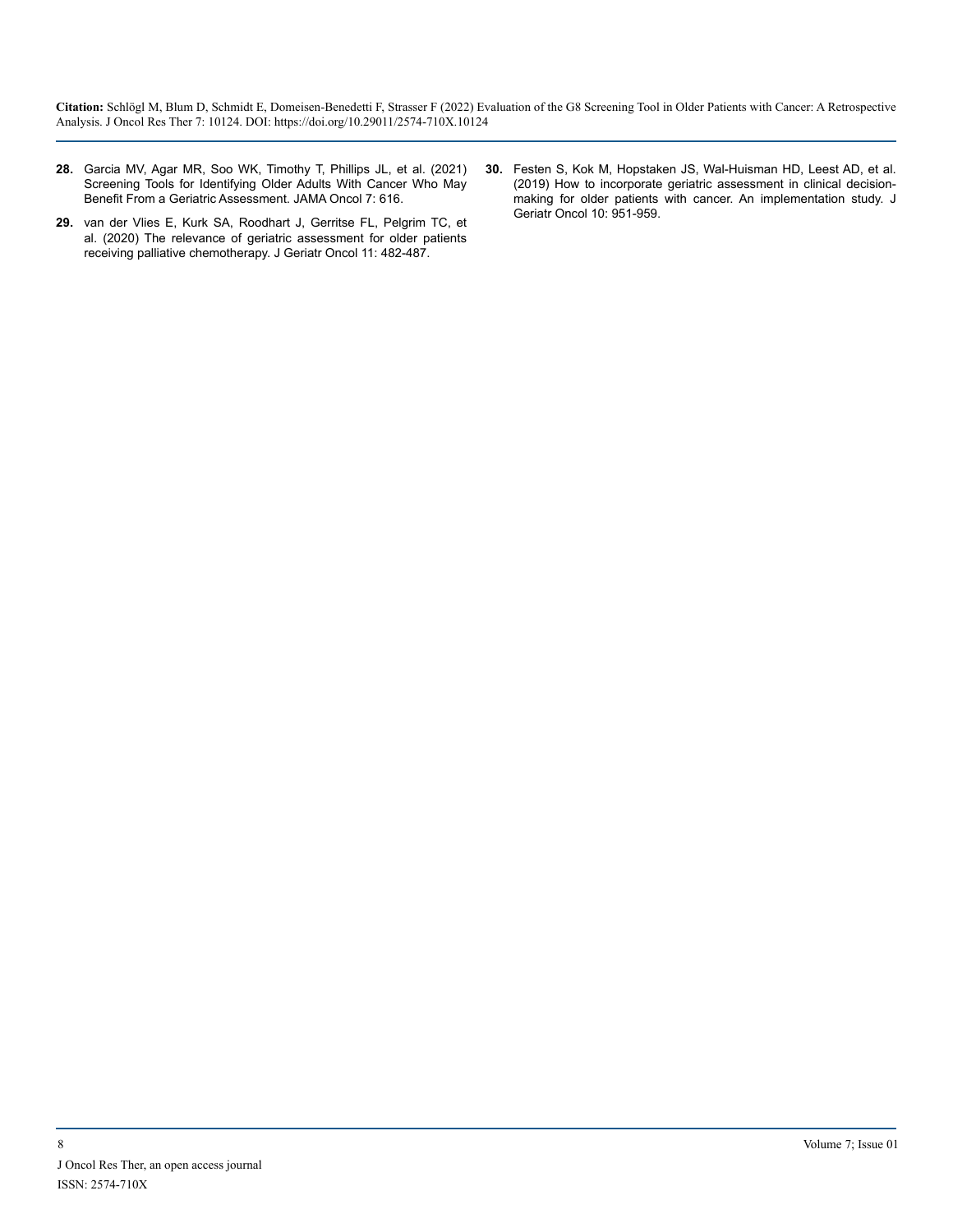28. Garcia MV, Agar MR, Soo WK, Timothy T, Phillips JL, et al. (2021) Screening Tools for Identifying Older Adults With Cancer Who May Benefit From a Geriatric Assessment. JAMA Oncol 7: 616.

29. van der Vlies E, Kurk SA, Roodhart J, Gerritse FL, Pelgrim TC, et al. (2020) The relevance of geriatric assessment for older patients receiving palliative chemotherapy. J Geriatr Oncol 11: 482-487.

30. Festen S, Kok M, Hopstaken JS, Wal-Huisman HD, Leest AD, et al. (2019) How to incorporate geriatric assessment in clinical decision-making for older patients with cancer. An implementation study. J Geriatr Oncol 10: 951-959.